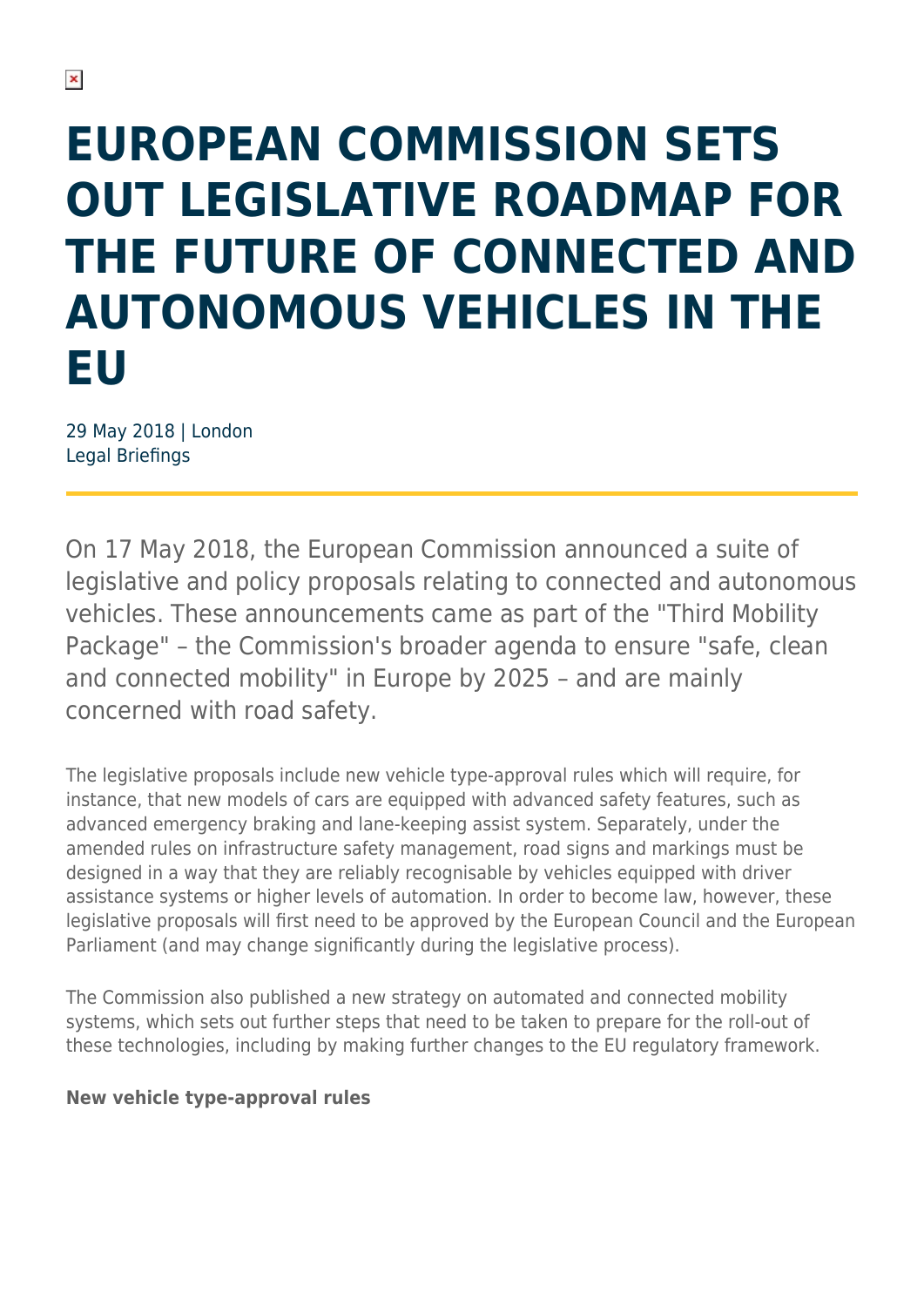# EUROPEAN COMMISSION SETS OUT LEGISLATIVE ROADMAP FOR THE FUTURE OF CONNECTED AND AUTONOMOUS VEHICLES IN THE EU

29 May 2018 | London
Legal Briefings

On 17 May 2018, the European Commission announced a suite of legislative and policy proposals relating to connected and autonomous vehicles. These announcements came as part of the "Third Mobility Package" – the Commission's broader agenda to ensure "safe, clean and connected mobility" in Europe by 2025 – and are mainly concerned with road safety.

The legislative proposals include new vehicle type-approval rules which will require, for instance, that new models of cars are equipped with advanced safety features, such as advanced emergency braking and lane-keeping assist system. Separately, under the amended rules on infrastructure safety management, road signs and markings must be designed in a way that they are reliably recognisable by vehicles equipped with driver assistance systems or higher levels of automation. In order to become law, however, these legislative proposals will first need to be approved by the European Council and the European Parliament (and may change significantly during the legislative process).

The Commission also published a new strategy on automated and connected mobility systems, which sets out further steps that need to be taken to prepare for the roll-out of these technologies, including by making further changes to the EU regulatory framework.

**New vehicle type-approval rules**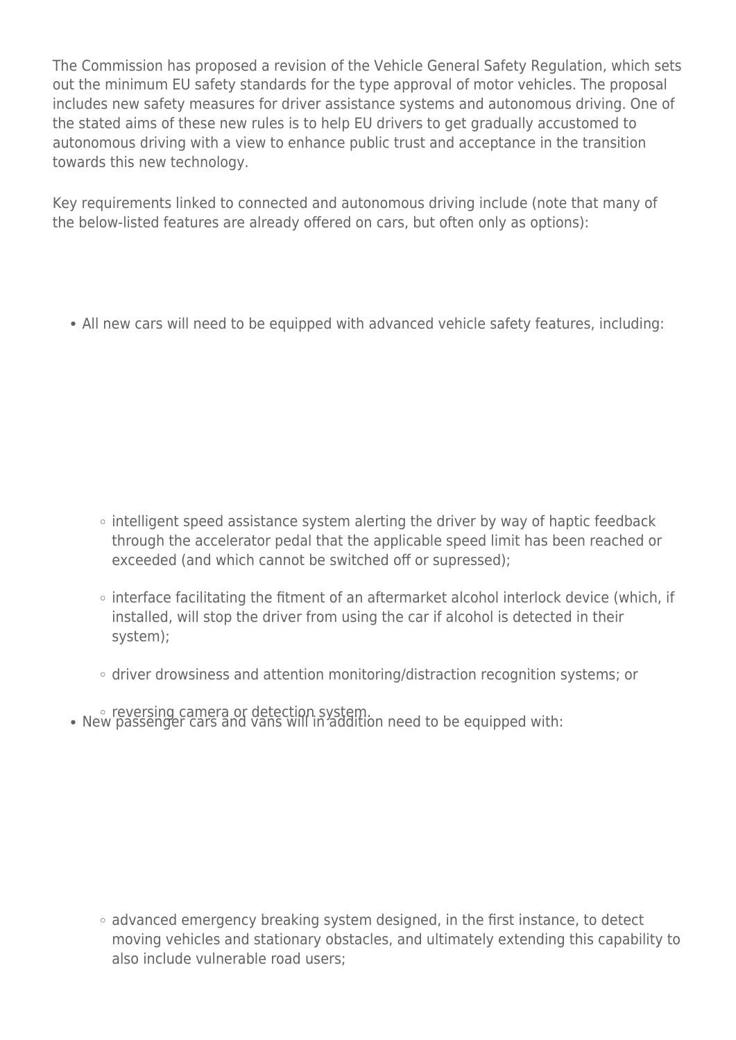The Commission has proposed a revision of the Vehicle General Safety Regulation, which sets out the minimum EU safety standards for the type approval of motor vehicles. The proposal includes new safety measures for driver assistance systems and autonomous driving. One of the stated aims of these new rules is to help EU drivers to get gradually accustomed to autonomous driving with a view to enhance public trust and acceptance in the transition towards this new technology.

Key requirements linked to connected and autonomous driving include (note that many of the below-listed features are already offered on cars, but often only as options):

- All new cars will need to be equipped with advanced vehicle safety features, including:
  - intelligent speed assistance system alerting the driver by way of haptic feedback through the accelerator pedal that the applicable speed limit has been reached or exceeded (and which cannot be switched off or supressed);
  - interface facilitating the fitment of an aftermarket alcohol interlock device (which, if installed, will stop the driver from using the car if alcohol is detected in their system);
  - driver drowsiness and attention monitoring/distraction recognition systems; or
  - reversing camera or detection system.
- New passenger cars and vans will in addition need to be equipped with:
  - advanced emergency breaking system designed, in the first instance, to detect moving vehicles and stationary obstacles, and ultimately extending this capability to also include vulnerable road users;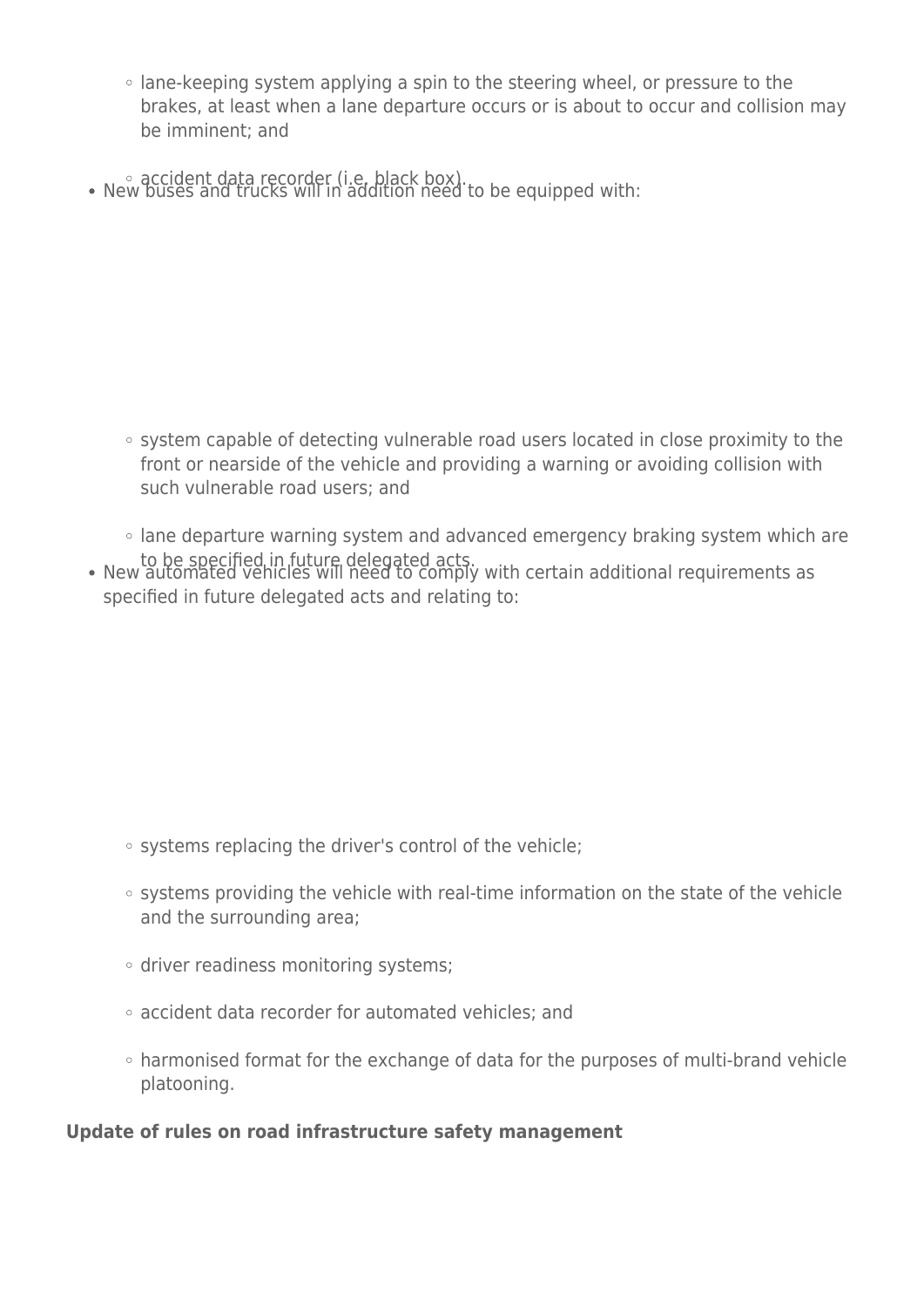- lane-keeping system applying a spin to the steering wheel, or pressure to the brakes, at least when a lane departure occurs or is about to occur and collision may be imminent; and
    - accident data recorder (i.e. black box).
- New buses and trucks will in addition need to be equipped with:
    - system capable of detecting vulnerable road users located in close proximity to the front or nearside of the vehicle and providing a warning or avoiding collision with such vulnerable road users; and
    - lane departure warning system and advanced emergency braking system which are to be specified in future delegated acts.
- New automated vehicles will need to comply with certain additional requirements as specified in future delegated acts and relating to:
    - systems replacing the driver's control of the vehicle;
    - systems providing the vehicle with real-time information on the state of the vehicle and the surrounding area;
    - driver readiness monitoring systems;
    - accident data recorder for automated vehicles; and
    - harmonised format for the exchange of data for the purposes of multi-brand vehicle platooning.

**Update of rules on road infrastructure safety management**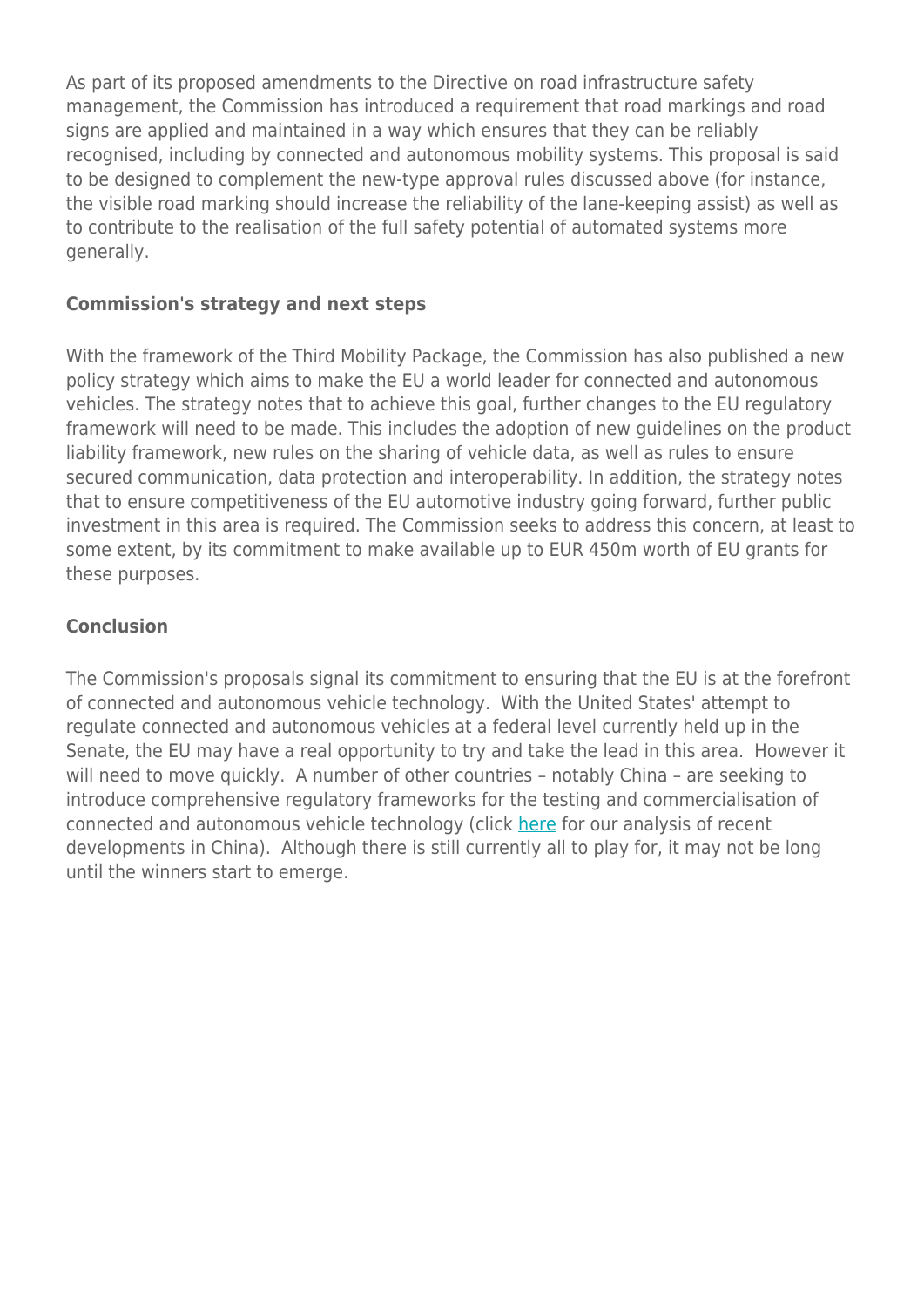As part of its proposed amendments to the Directive on road infrastructure safety management, the Commission has introduced a requirement that road markings and road signs are applied and maintained in a way which ensures that they can be reliably recognised, including by connected and autonomous mobility systems. This proposal is said to be designed to complement the new-type approval rules discussed above (for instance, the visible road marking should increase the reliability of the lane-keeping assist) as well as to contribute to the realisation of the full safety potential of automated systems more generally.

**Commission's strategy and next steps**

With the framework of the Third Mobility Package, the Commission has also published a new policy strategy which aims to make the EU a world leader for connected and autonomous vehicles. The strategy notes that to achieve this goal, further changes to the EU regulatory framework will need to be made. This includes the adoption of new guidelines on the product liability framework, new rules on the sharing of vehicle data, as well as rules to ensure secured communication, data protection and interoperability. In addition, the strategy notes that to ensure competitiveness of the EU automotive industry going forward, further public investment in this area is required. The Commission seeks to address this concern, at least to some extent, by its commitment to make available up to EUR 450m worth of EU grants for these purposes.

**Conclusion**

The Commission's proposals signal its commitment to ensuring that the EU is at the forefront of connected and autonomous vehicle technology. With the United States' attempt to regulate connected and autonomous vehicles at a federal level currently held up in the Senate, the EU may have a real opportunity to try and take the lead in this area. However it will need to move quickly. A number of other countries – notably China – are seeking to introduce comprehensive regulatory frameworks for the testing and commercialisation of connected and autonomous vehicle technology (click here for our analysis of recent developments in China). Although there is still currently all to play for, it may not be long until the winners start to emerge.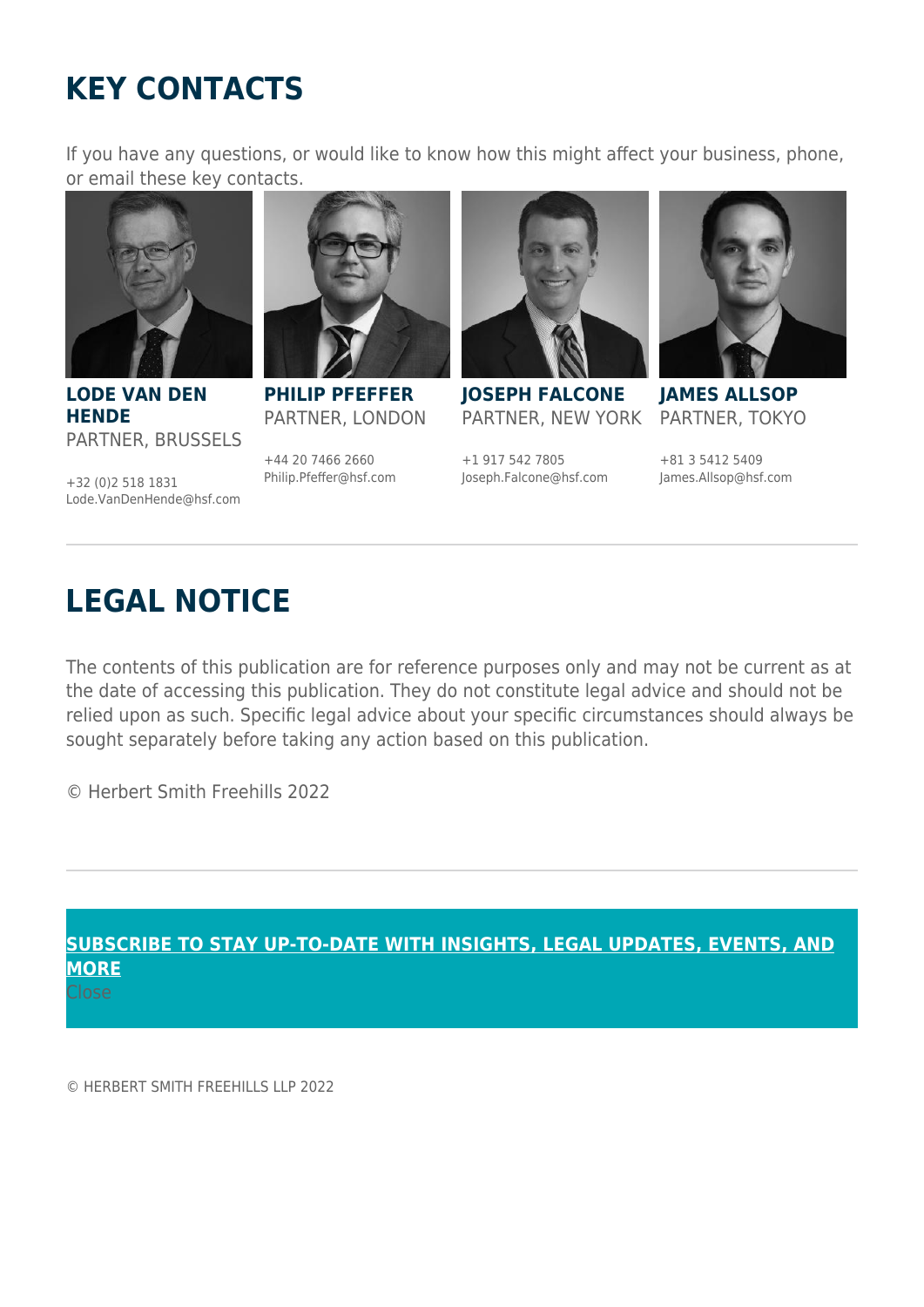## KEY CONTACTS

If you have any questions, or would like to know how this might affect your business, phone, or email these key contacts.

**LODE VAN DEN HENDE**
PARTNER, BRUSSELS

+32 (0)2 518 1831
Lode.VanDenHende@hsf.com

**PHILIP PFEFFER**
PARTNER, LONDON

+44 20 7466 2660
Philip.Pfeffer@hsf.com

**JOSEPH FALCONE**
PARTNER, NEW YORK

+1 917 542 7805
Joseph.Falcone@hsf.com

**JAMES ALLSOP**
PARTNER, TOKYO

+81 3 5412 5409
James.Allsop@hsf.com

## LEGAL NOTICE

The contents of this publication are for reference purposes only and may not be current as at the date of accessing this publication. They do not constitute legal advice and should not be relied upon as such. Specific legal advice about your specific circumstances should always be sought separately before taking any action based on this publication.

© Herbert Smith Freehills 2022

**SUBSCRIBE TO STAY UP-TO-DATE WITH INSIGHTS, LEGAL UPDATES, EVENTS, AND MORE**

Close

© HERBERT SMITH FREEHILLS LLP 2022